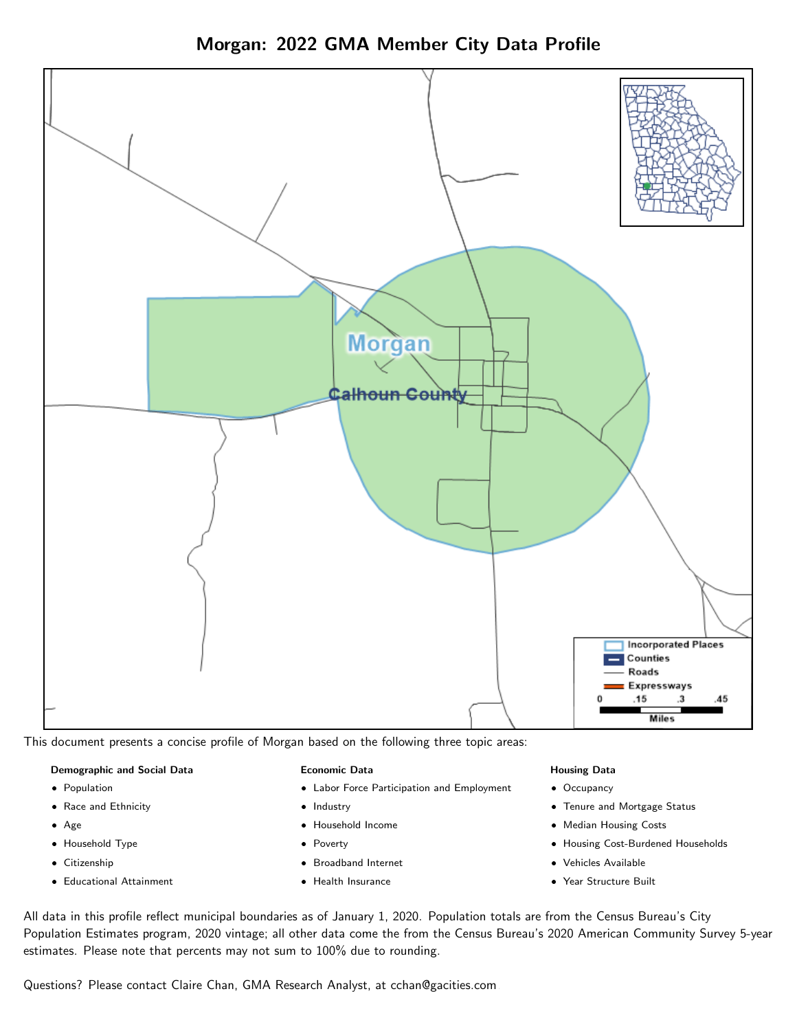# Morgan: 2022 GMA Member City Data Profile

This document presents a concise profile of Morgan based on the following three topic areas:

**Demographic and Social Data**

- Population
- Race and Ethnicity
- Age
- Household Type
- Citizenship
- Educational Attainment

**Economic Data**

- Labor Force Participation and Employment
- Industry
- Household Income
- Poverty
- Broadband Internet
- Health Insurance

**Housing Data**

- Occupancy
- Tenure and Mortgage Status
- Median Housing Costs
- Housing Cost-Burdened Households
- Vehicles Available
- Year Structure Built

All data in this profile reflect municipal boundaries as of January 1, 2020. Population totals are from the Census Bureau's City Population Estimates program, 2020 vintage; all other data come the from the Census Bureau's 2020 American Community Survey 5-year estimates. Please note that percents may not sum to 100% due to rounding.

Questions? Please contact Claire Chan, GMA Research Analyst, at cchan@gacities.com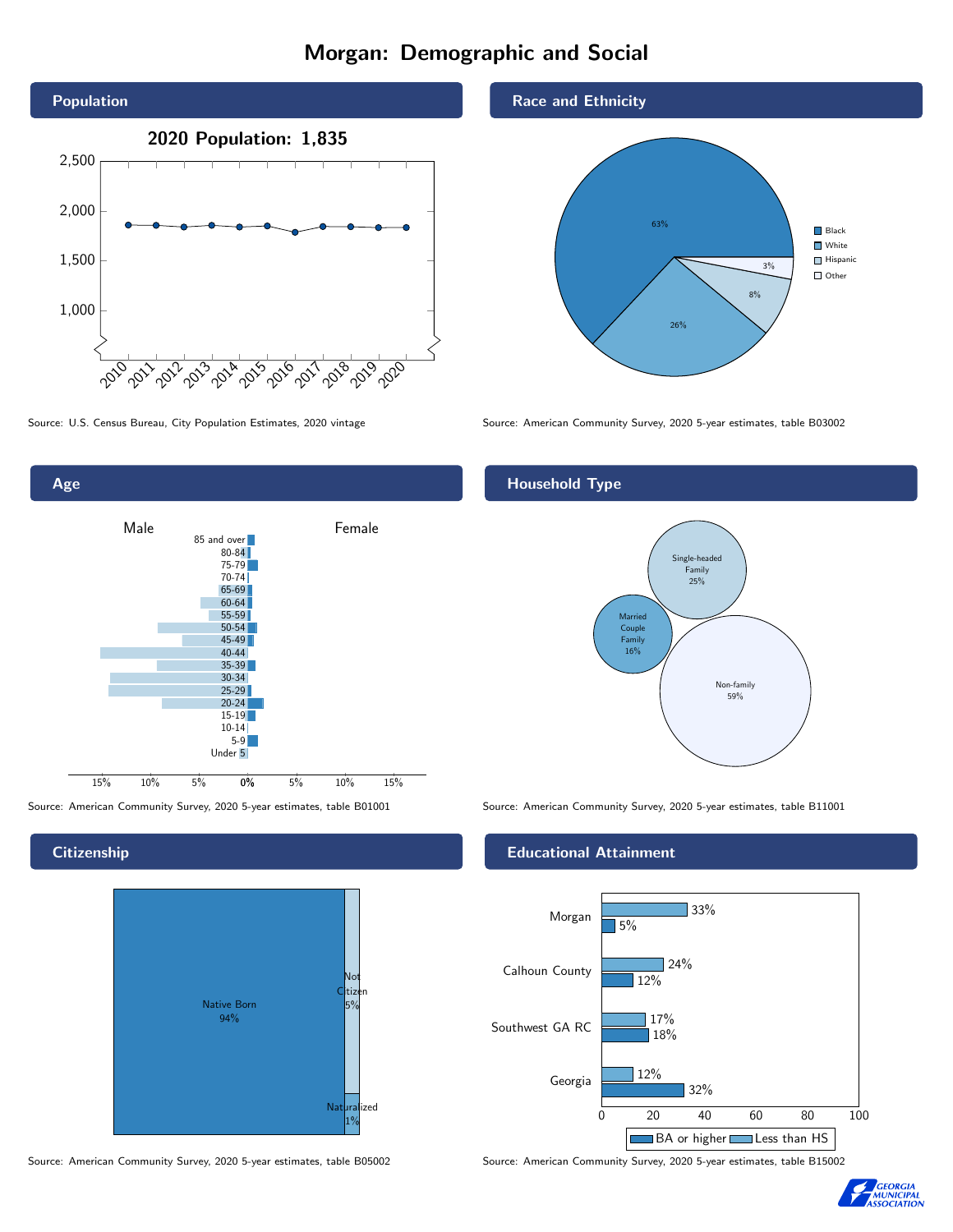# Morgan: Demographic and Social

## Population

**2020 Population: 1,835**

Source: U.S. Census Bureau, City Population Estimates, 2020 vintage

## Race and Ethnicity

| Group | Percent |
| --- | --- |
| Black | 63% |
| White | 26% |
| Hispanic | 8% |
| Other | 3% |

Source: American Community Survey, 2020 5-year estimates, table B03002

## Age

Source: American Community Survey, 2020 5-year estimates, table B01001

## Household Type

| Type | Percent |
| --- | --- |
| Single-headed Family | 25% |
| Married Couple Family | 16% |
| Non-family | 59% |

Source: American Community Survey, 2020 5-year estimates, table B11001

## Citizenship

| Status | Percent |
| --- | --- |
| Native Born | 94% |
| Not Citizen | 5% |
| Naturalized | 1% |

Source: American Community Survey, 2020 5-year estimates, table B05002

## Educational Attainment

| Area | Less than HS | BA or higher |
| --- | --- | --- |
| Morgan | 33% | 5% |
| Calhoun County | 24% | 12% |
| Southwest GA RC | 17% | 18% |
| Georgia | 12% | 32% |

Source: American Community Survey, 2020 5-year estimates, table B15002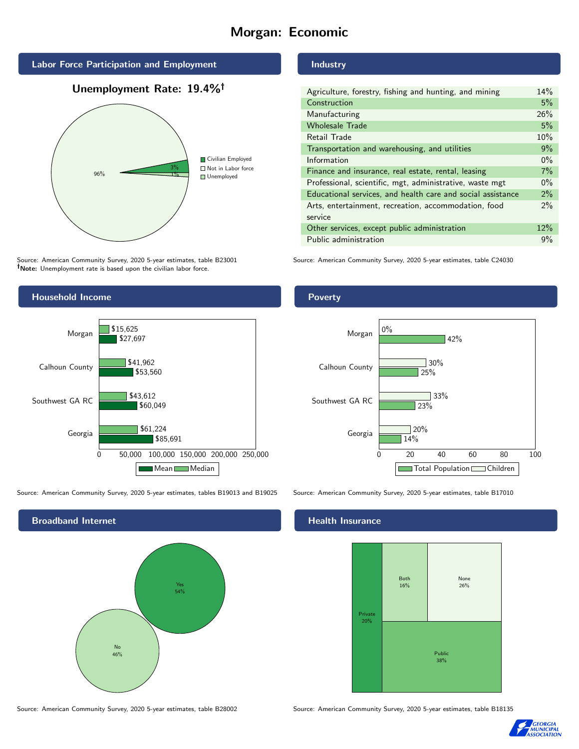# Morgan: Economic

## Labor Force Participation and Employment

**Unemployment Rate: 19.4%†**

| Category | Percent |
|---|---|
| Civilian Employed | 3% |
| Not in Labor force | 96% |
| Unemployed | 1% |

Source: American Community Survey, 2020 5-year estimates, table B23001
**†Note:** Unemployment rate is based upon the civilian labor force.

## Industry

| Industry | Percent |
|---|---|
| Agriculture, forestry, fishing and hunting, and mining | 14% |
| Construction | 5% |
| Manufacturing | 26% |
| Wholesale Trade | 5% |
| Retail Trade | 10% |
| Transportation and warehousing, and utilities | 9% |
| Information | 0% |
| Finance and insurance, real estate, rental, leasing | 7% |
| Professional, scientific, mgt, administrative, waste mgt | 0% |
| Educational services, and health care and social assistance | 2% |
| Arts, entertainment, recreation, accommodation, food service | 2% |
| Other services, except public administration | 12% |
| Public administration | 9% |

Source: American Community Survey, 2020 5-year estimates, table C24030

## Household Income

| | Median | Mean |
|---|---|---|
| Morgan | $15,625 | $27,697 |
| Calhoun County | $41,962 | $53,560 |
| Southwest GA RC | $43,612 | $60,049 |
| Georgia | $61,224 | $85,691 |

Source: American Community Survey, 2020 5-year estimates, tables B19013 and B19025

## Poverty

| | Children | Total Population |
|---|---|---|
| Morgan | 0% | 42% |
| Calhoun County | 30% | 25% |
| Southwest GA RC | 33% | 23% |
| Georgia | 20% | 14% |

Source: American Community Survey, 2020 5-year estimates, table B17010

## Broadband Internet

| | Percent |
|---|---|
| Yes | 54% |
| No | 46% |

Source: American Community Survey, 2020 5-year estimates, table B28002

## Health Insurance

| | Percent |
|---|---|
| Private | 20% |
| Both | 16% |
| None | 26% |
| Public | 38% |

Source: American Community Survey, 2020 5-year estimates, table B18135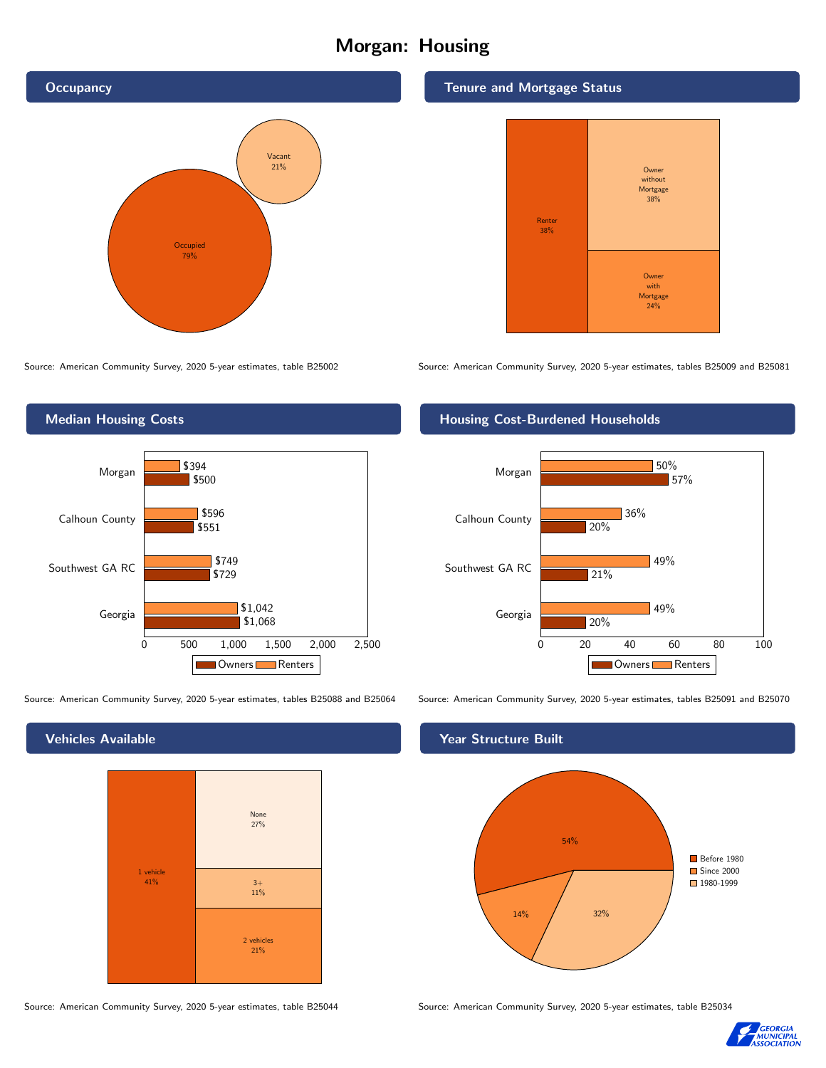# Morgan: Housing

## Occupancy

Vacant
21%

Occupied
79%

Source: American Community Survey, 2020 5-year estimates, table B25002

## Tenure and Mortgage Status

Renter
38%

Owner
without
Mortgage
38%

Owner
with
Mortgage
24%

Source: American Community Survey, 2020 5-year estimates, tables B25009 and B25081

## Median Housing Costs

Morgan
$394
$500

Calhoun County
$596
$551

Southwest GA RC
$749
$729

Georgia
$1,042
$1,068

0 500 1,000 1,500 2,000 2,500

Owners Renters

Source: American Community Survey, 2020 5-year estimates, tables B25088 and B25064

## Housing Cost-Burdened Households

Morgan
50%
57%

Calhoun County
36%
20%

Southwest GA RC
49%
21%

Georgia
49%
20%

0 20 40 60 80 100

Owners Renters

Source: American Community Survey, 2020 5-year estimates, tables B25091 and B25070

## Vehicles Available

1 vehicle
41%

None
27%

3+
11%

2 vehicles
21%

Source: American Community Survey, 2020 5-year estimates, table B25044

## Year Structure Built

54%

14%

32%

Before 1980
Since 2000
1980-1999

Source: American Community Survey, 2020 5-year estimates, table B25034